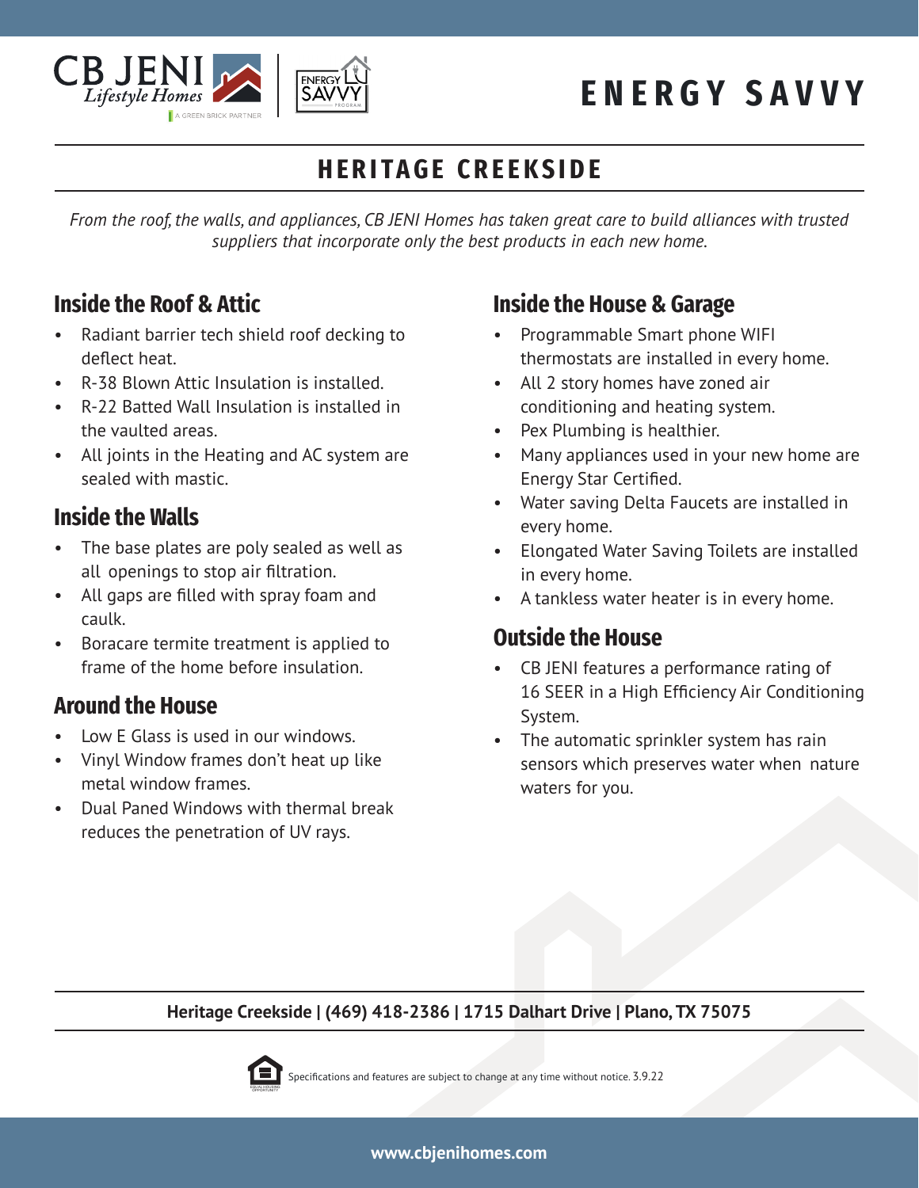# ENERGY SAVVY

## HERITAGE CREEKSIDE

*From the roof, the walls, and appliances, CB JENI Homes has taken great care to build alliances with trusted suppliers that incorporate only the best products in each new home.*

### Inside the Roof & Attic

- Radiant barrier tech shield roof decking to deflect heat.
- R-38 Blown Attic Insulation is installed.
- R-22 Batted Wall Insulation is installed in the vaulted areas.
- All joints in the Heating and AC system are sealed with mastic.

### Inside the Walls

- The base plates are poly sealed as well as all openings to stop air filtration.
- All gaps are filled with spray foam and caulk.
- Boracare termite treatment is applied to frame of the home before insulation.

### Around the House

- Low E Glass is used in our windows.
- Vinyl Window frames don't heat up like metal window frames.
- Dual Paned Windows with thermal break reduces the penetration of UV rays.

### Inside the House & Garage

- Programmable Smart phone WIFI thermostats are installed in every home.
- All 2 story homes have zoned air conditioning and heating system.
- Pex Plumbing is healthier.
- Many appliances used in your new home are Energy Star Certified.
- Water saving Delta Faucets are installed in every home.
- Elongated Water Saving Toilets are installed in every home.
- A tankless water heater is in every home.

### Outside the House

- CB JENI features a performance rating of 16 SEER in a High Efficiency Air Conditioning System.
- The automatic sprinkler system has rain sensors which preserves water when nature waters for you.

**Heritage Creekside | (469) 418-2386 | 1715 Dalhart Drive | Plano, TX 75075**

Specifications and features are subject to change at any time without notice. 3.9.22

**www.cbjenihomes.com**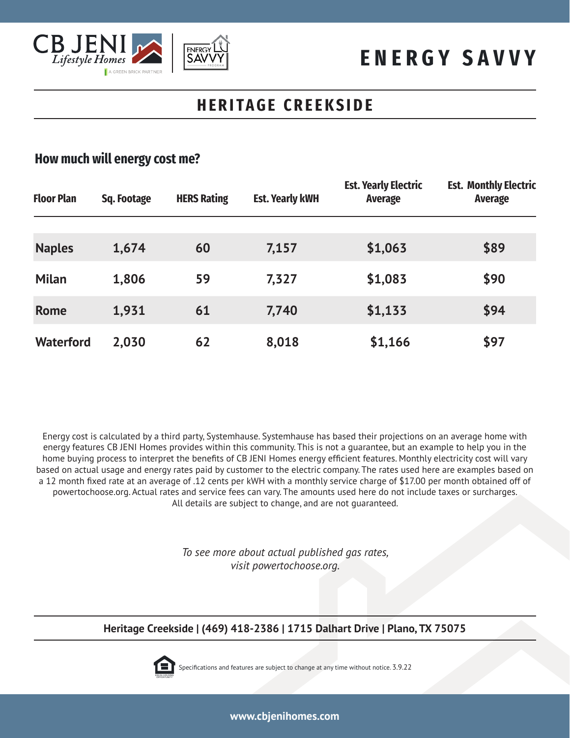# ENERGY SAVVY

## HERITAGE CREEKSIDE

### How much will energy cost me?

| Floor Plan | Sq. Footage | HERS Rating | Est. Yearly kWH | Est. Yearly Electric Average | Est. Monthly Electric Average |
|---|---|---|---|---|---|
| **Naples** | **1,674** | **60** | **7,157** | **$1,063** | **$89** |
| **Milan** | **1,806** | **59** | **7,327** | **$1,083** | **$90** |
| **Rome** | **1,931** | **61** | **7,740** | **$1,133** | **$94** |
| **Waterford** | **2,030** | **62** | **8,018** | **$1,166** | **$97** |

Energy cost is calculated by a third party, Systemhause. Systemhause has based their projections on an average home with energy features CB JENI Homes provides within this community. This is not a guarantee, but an example to help you in the home buying process to interpret the benefits of CB JENI Homes energy efficient features. Monthly electricity cost will vary based on actual usage and energy rates paid by customer to the electric company. The rates used here are examples based on a 12 month fixed rate at an average of .12 cents per kWH with a monthly service charge of $17.00 per month obtained off of powertochoose.org. Actual rates and service fees can vary. The amounts used here do not include taxes or surcharges. All details are subject to change, and are not guaranteed.

*To see more about actual published gas rates, visit powertochoose.org.*

**Heritage Creekside | (469) 418-2386 | 1715 Dalhart Drive | Plano, TX 75075**

Specifications and features are subject to change at any time without notice. 3.9.22

**www.cbjenihomes.com**